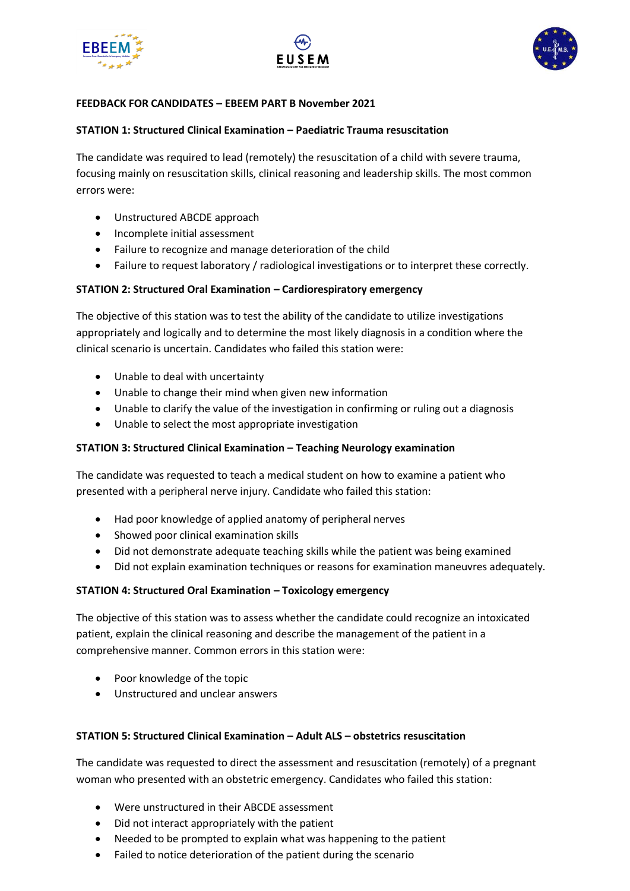**FEEDBACK FOR CANDIDATES – EBEEM PART B November 2021**

**STATION 1: Structured Clinical Examination – Paediatric Trauma resuscitation**

The candidate was required to lead (remotely) the resuscitation of a child with severe trauma, focusing mainly on resuscitation skills, clinical reasoning and leadership skills. The most common errors were:

- Unstructured ABCDE approach
- Incomplete initial assessment
- Failure to recognize and manage deterioration of the child
- Failure to request laboratory / radiological investigations or to interpret these correctly.

**STATION 2: Structured Oral Examination – Cardiorespiratory emergency**

The objective of this station was to test the ability of the candidate to utilize investigations appropriately and logically and to determine the most likely diagnosis in a condition where the clinical scenario is uncertain. Candidates who failed this station were:

- Unable to deal with uncertainty
- Unable to change their mind when given new information
- Unable to clarify the value of the investigation in confirming or ruling out a diagnosis
- Unable to select the most appropriate investigation

**STATION 3: Structured Clinical Examination – Teaching Neurology examination**

The candidate was requested to teach a medical student on how to examine a patient who presented with a peripheral nerve injury. Candidate who failed this station:

- Had poor knowledge of applied anatomy of peripheral nerves
- Showed poor clinical examination skills
- Did not demonstrate adequate teaching skills while the patient was being examined
- Did not explain examination techniques or reasons for examination maneuvres adequately.

**STATION 4: Structured Oral Examination – Toxicology emergency**

The objective of this station was to assess whether the candidate could recognize an intoxicated patient, explain the clinical reasoning and describe the management of the patient in a comprehensive manner. Common errors in this station were:

- Poor knowledge of the topic
- Unstructured and unclear answers

**STATION 5: Structured Clinical Examination – Adult ALS – obstetrics resuscitation**

The candidate was requested to direct the assessment and resuscitation (remotely) of a pregnant woman who presented with an obstetric emergency. Candidates who failed this station:

- Were unstructured in their ABCDE assessment
- Did not interact appropriately with the patient
- Needed to be prompted to explain what was happening to the patient
- Failed to notice deterioration of the patient during the scenario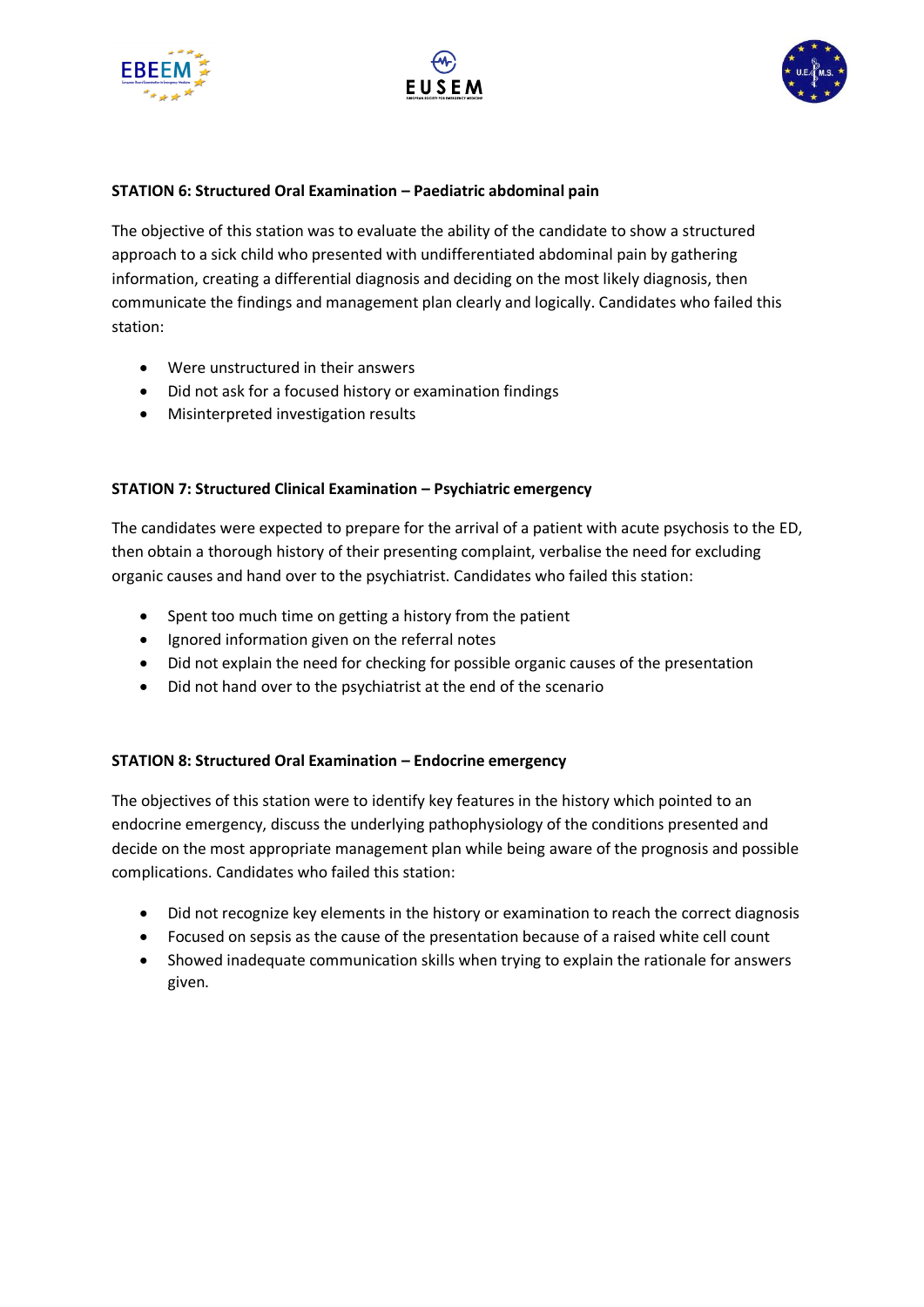**STATION 6: Structured Oral Examination – Paediatric abdominal pain**

The objective of this station was to evaluate the ability of the candidate to show a structured approach to a sick child who presented with undifferentiated abdominal pain by gathering information, creating a differential diagnosis and deciding on the most likely diagnosis, then communicate the findings and management plan clearly and logically. Candidates who failed this station:

- Were unstructured in their answers
- Did not ask for a focused history or examination findings
- Misinterpreted investigation results

**STATION 7: Structured Clinical Examination – Psychiatric emergency**

The candidates were expected to prepare for the arrival of a patient with acute psychosis to the ED, then obtain a thorough history of their presenting complaint, verbalise the need for excluding organic causes and hand over to the psychiatrist. Candidates who failed this station:

- Spent too much time on getting a history from the patient
- Ignored information given on the referral notes
- Did not explain the need for checking for possible organic causes of the presentation
- Did not hand over to the psychiatrist at the end of the scenario

**STATION 8: Structured Oral Examination – Endocrine emergency**

The objectives of this station were to identify key features in the history which pointed to an endocrine emergency, discuss the underlying pathophysiology of the conditions presented and decide on the most appropriate management plan while being aware of the prognosis and possible complications. Candidates who failed this station:

- Did not recognize key elements in the history or examination to reach the correct diagnosis
- Focused on sepsis as the cause of the presentation because of a raised white cell count
- Showed inadequate communication skills when trying to explain the rationale for answers given.